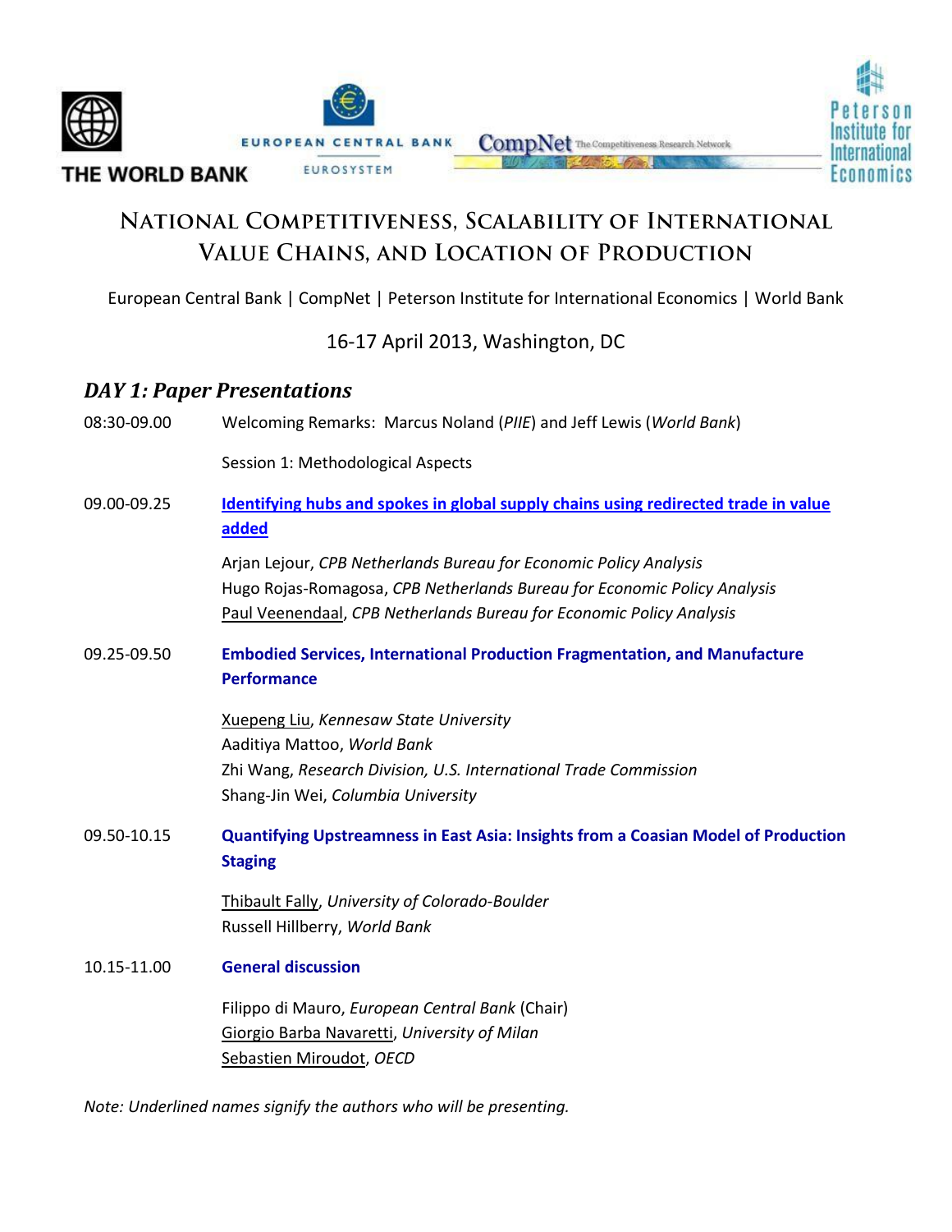THE WORLD BANK

EUROPEAN CENTRAL BANK
EUROSYSTEM

CompNet The Competitiveness Research Network

Peterson Institute for International Economics

# National Competitiveness, Scalability of International Value Chains, and Location of Production

European Central Bank | CompNet | Peterson Institute for International Economics | World Bank

16-17 April 2013, Washington, DC

## *DAY 1: Paper Presentations*

08:30-09.00 Welcoming Remarks: Marcus Noland (*PIIE*) and Jeff Lewis (*World Bank*)

Session 1: Methodological Aspects

09.00-09.25 **Identifying hubs and spokes in global supply chains using redirected trade in value added**

Arjan Lejour, *CPB Netherlands Bureau for Economic Policy Analysis*
Hugo Rojas-Romagosa, *CPB Netherlands Bureau for Economic Policy Analysis*
Paul Veenendaal, *CPB Netherlands Bureau for Economic Policy Analysis*

09.25-09.50 **Embodied Services, International Production Fragmentation, and Manufacture Performance**

Xuepeng Liu, *Kennesaw State University*
Aaditiya Mattoo, *World Bank*
Zhi Wang, *Research Division, U.S. International Trade Commission*
Shang-Jin Wei, *Columbia University*

09.50-10.15 **Quantifying Upstreamness in East Asia: Insights from a Coasian Model of Production Staging**

Thibault Fally, *University of Colorado-Boulder*
Russell Hillberry, *World Bank*

10.15-11.00 **General discussion**

Filippo di Mauro, *European Central Bank* (Chair)
Giorgio Barba Navaretti, *University of Milan*
Sebastien Miroudot, *OECD*

*Note: Underlined names signify the authors who will be presenting.*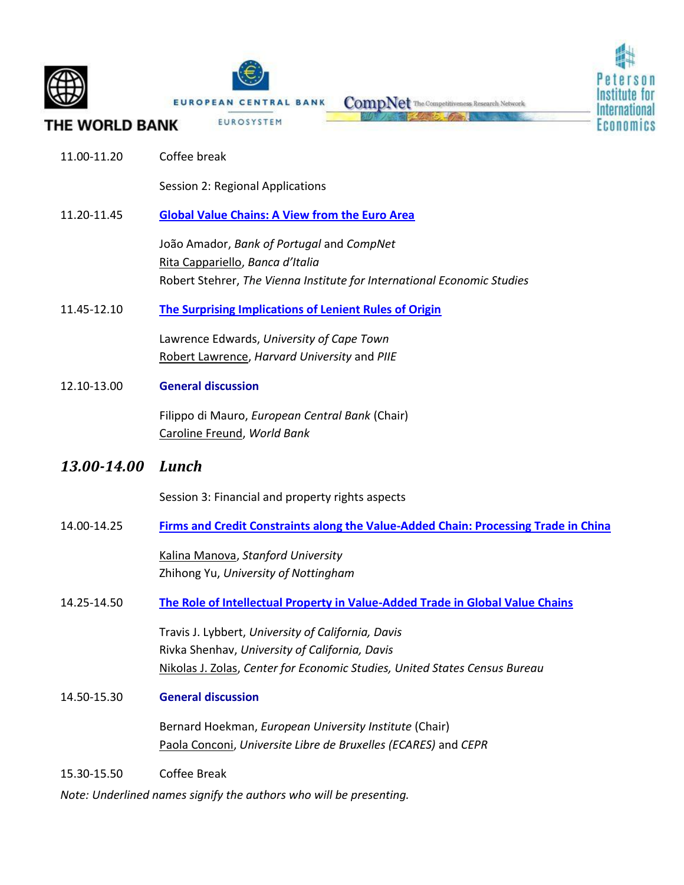11.00-11.20 Coffee break

Session 2: Regional Applications

11.20-11.45 **Global Value Chains: A View from the Euro Area**

João Amador, *Bank of Portugal* and *CompNet*
Rita Cappariello, *Banca d'Italia*
Robert Stehrer, *The Vienna Institute for International Economic Studies*

11.45-12.10 **The Surprising Implications of Lenient Rules of Origin**

Lawrence Edwards, *University of Cape Town*
Robert Lawrence, *Harvard University* and *PIIE*

12.10-13.00 **General discussion**

Filippo di Mauro, *European Central Bank* (Chair)
Caroline Freund, *World Bank*

## *13.00-14.00 Lunch*

Session 3: Financial and property rights aspects

14.00-14.25 **Firms and Credit Constraints along the Value-Added Chain: Processing Trade in China**

Kalina Manova, *Stanford University*
Zhihong Yu, *University of Nottingham*

14.25-14.50 **The Role of Intellectual Property in Value-Added Trade in Global Value Chains**

Travis J. Lybbert, *University of California, Davis*
Rivka Shenhav, *University of California, Davis*
Nikolas J. Zolas, *Center for Economic Studies, United States Census Bureau*

14.50-15.30 **General discussion**

Bernard Hoekman, *European University Institute* (Chair)
Paola Conconi, *Universite Libre de Bruxelles (ECARES)* and *CEPR*

15.30-15.50 Coffee Break

*Note: Underlined names signify the authors who will be presenting.*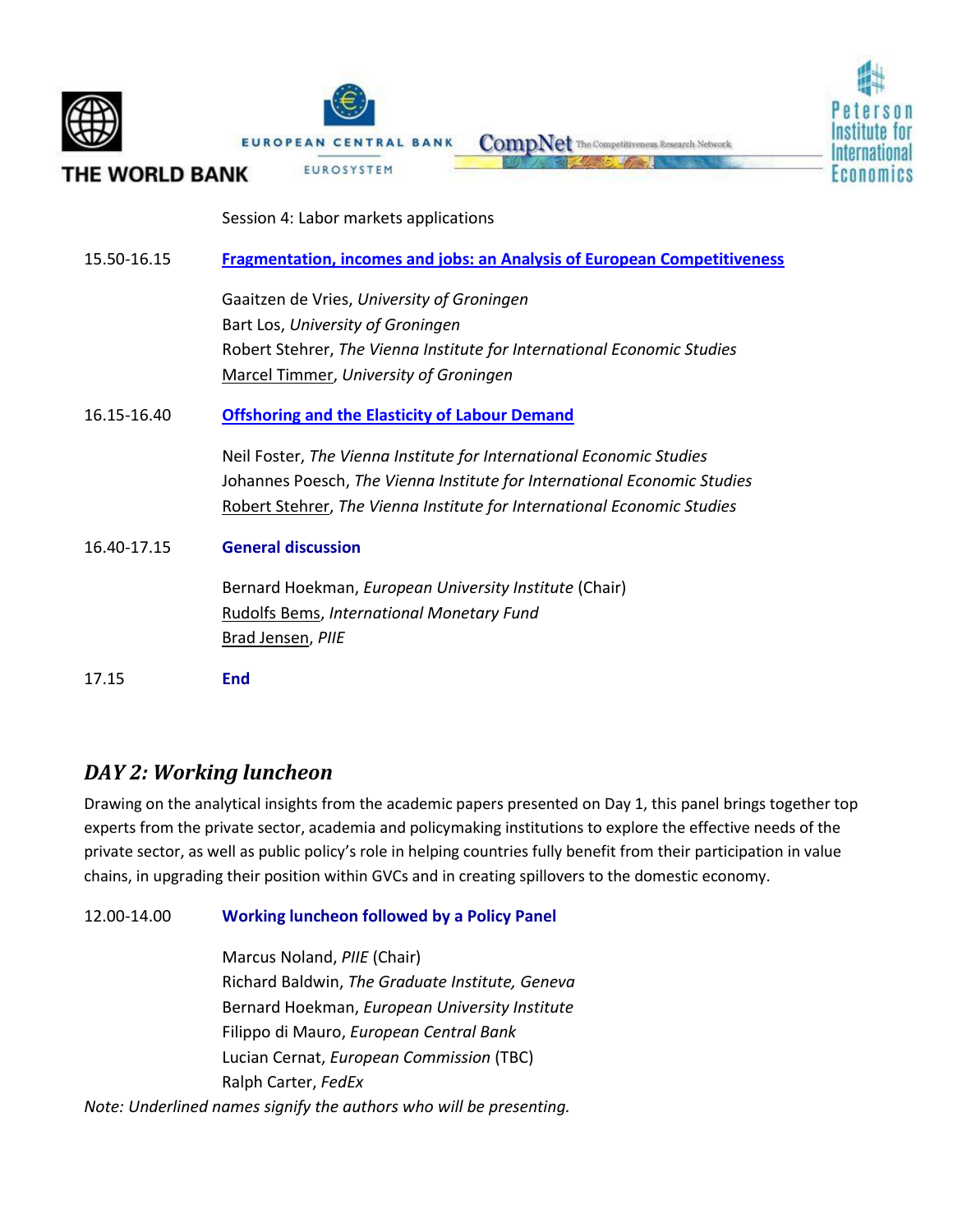Session 4: Labor markets applications

15.50-16.15 **Fragmentation, incomes and jobs: an Analysis of European Competitiveness**

Gaaitzen de Vries, *University of Groningen*
Bart Los, *University of Groningen*
Robert Stehrer, *The Vienna Institute for International Economic Studies*
Marcel Timmer, *University of Groningen*

16.15-16.40 **Offshoring and the Elasticity of Labour Demand**

Neil Foster, *The Vienna Institute for International Economic Studies*
Johannes Poesch, *The Vienna Institute for International Economic Studies*
Robert Stehrer, *The Vienna Institute for International Economic Studies*

16.40-17.15 **General discussion**

Bernard Hoekman, *European University Institute* (Chair)
Rudolfs Bems, *International Monetary Fund*
Brad Jensen, *PIIE*

17.15 **End**

## *DAY 2: Working luncheon*

Drawing on the analytical insights from the academic papers presented on Day 1, this panel brings together top experts from the private sector, academia and policymaking institutions to explore the effective needs of the private sector, as well as public policy's role in helping countries fully benefit from their participation in value chains, in upgrading their position within GVCs and in creating spillovers to the domestic economy.

12.00-14.00 **Working luncheon followed by a Policy Panel**

Marcus Noland, *PIIE* (Chair)
Richard Baldwin, *The Graduate Institute, Geneva*
Bernard Hoekman, *European University Institute*
Filippo di Mauro, *European Central Bank*
Lucian Cernat, *European Commission* (TBC)
Ralph Carter, *FedEx*

*Note: Underlined names signify the authors who will be presenting.*